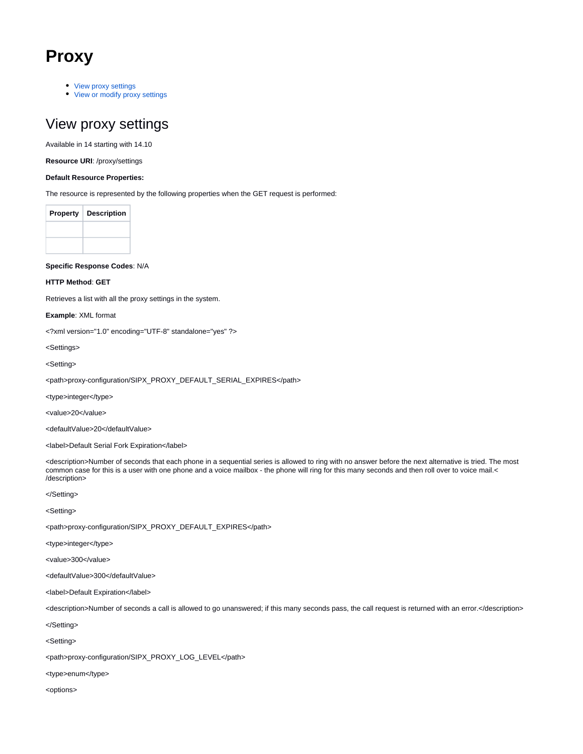# Proxy

- View proxy settings
- View or modify proxy settings

## View proxy settings

Available in 14 starting with 14.10

**Resource URI**: /proxy/settings

**Default Resource Properties:**

The resource is represented by the following properties when the GET request is performed:

| Property | Description |
|---|---|
| | |
| | |

**Specific Response Codes**: N/A

**HTTP Method**: **GET**

Retrieves a list with all the proxy settings in the system.

**Example**: XML format

```
<?xml version="1.0" encoding="UTF-8" standalone="yes" ?>

<Settings>

<Setting>

<path>proxy-configuration/SIPX_PROXY_DEFAULT_SERIAL_EXPIRES</path>

<type>integer</type>

<value>20</value>

<defaultValue>20</defaultValue>

<label>Default Serial Fork Expiration</label>

<description>Number of seconds that each phone in a sequential series is allowed to ring with no answer before the next alternative is tried. The most common case for this is a user with one phone and a voice mailbox - the phone will ring for this many seconds and then roll over to voice mail.</description>

</Setting>

<Setting>

<path>proxy-configuration/SIPX_PROXY_DEFAULT_EXPIRES</path>

<type>integer</type>

<value>300</value>

<defaultValue>300</defaultValue>

<label>Default Expiration</label>

<description>Number of seconds a call is allowed to go unanswered; if this many seconds pass, the call request is returned with an error.</description>

</Setting>

<Setting>

<path>proxy-configuration/SIPX_PROXY_LOG_LEVEL</path>

<type>enum</type>

<options>
```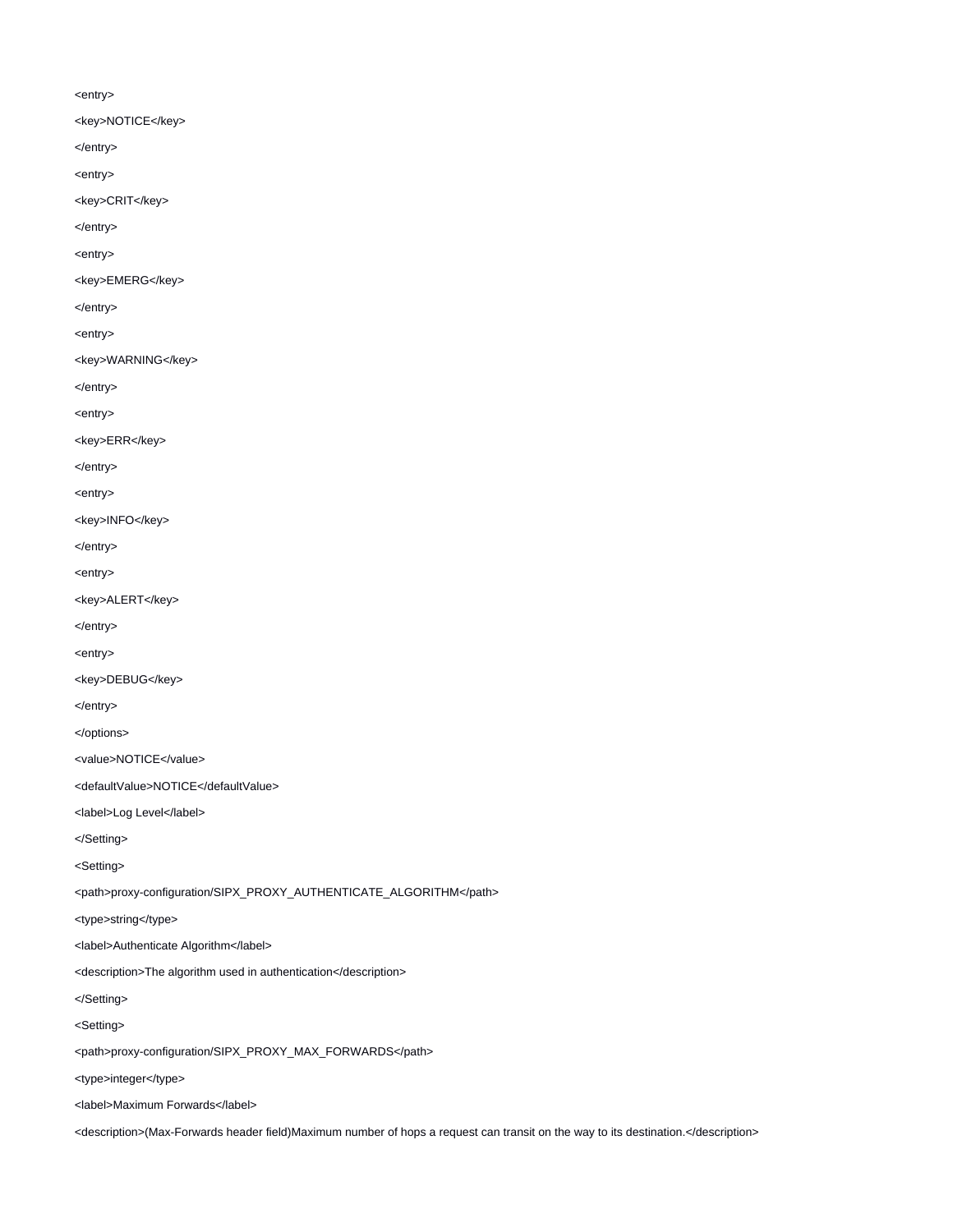```
<entry>
<key>NOTICE</key>
</entry>
<entry>
<key>CRIT</key>
</entry>
<entry>
<key>EMERG</key>
</entry>
<entry>
<key>WARNING</key>
</entry>
<entry>
<key>ERR</key>
</entry>
<entry>
<key>INFO</key>
</entry>
<entry>
<key>ALERT</key>
</entry>
<entry>
<key>DEBUG</key>
</entry>
</options>
<value>NOTICE</value>
<defaultValue>NOTICE</defaultValue>
<label>Log Level</label>
</Setting>
<Setting>
<path>proxy-configuration/SIPX_PROXY_AUTHENTICATE_ALGORITHM</path>
<type>string</type>
<label>Authenticate Algorithm</label>
<description>The algorithm used in authentication</description>
</Setting>
<Setting>
<path>proxy-configuration/SIPX_PROXY_MAX_FORWARDS</path>
<type>integer</type>
<label>Maximum Forwards</label>
<description>(Max-Forwards header field)Maximum number of hops a request can transit on the way to its destination.</description>
```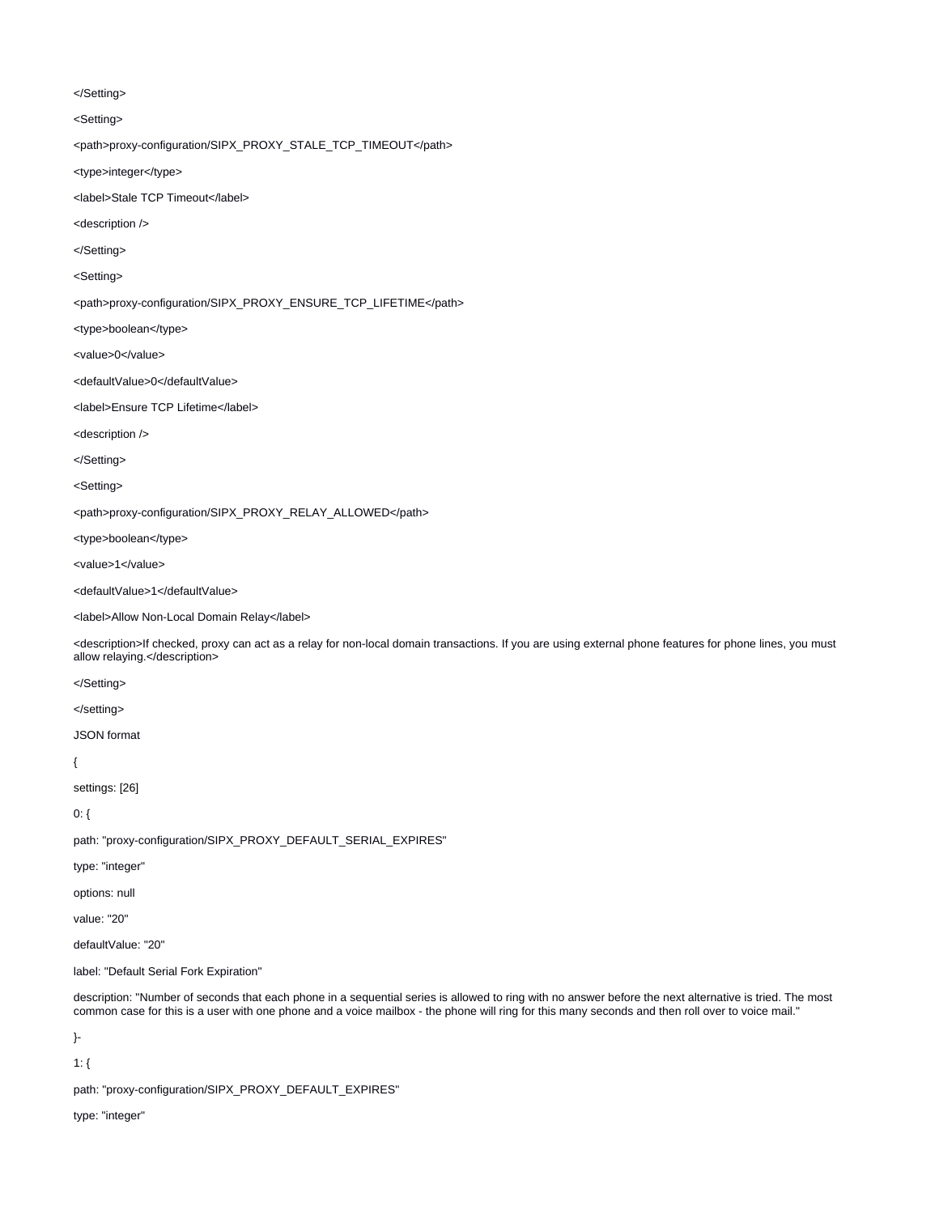</Setting>

<Setting>

<path>proxy-configuration/SIPX_PROXY_STALE_TCP_TIMEOUT</path>

<type>integer</type>

<label>Stale TCP Timeout</label>

<description />

</Setting>

<Setting>

<path>proxy-configuration/SIPX_PROXY_ENSURE_TCP_LIFETIME</path>

<type>boolean</type>

<value>0</value>

<defaultValue>0</defaultValue>

<label>Ensure TCP Lifetime</label>

<description />

</Setting>

<Setting>

<path>proxy-configuration/SIPX_PROXY_RELAY_ALLOWED</path>

<type>boolean</type>

<value>1</value>

<defaultValue>1</defaultValue>

<label>Allow Non-Local Domain Relay</label>

<description>If checked, proxy can act as a relay for non-local domain transactions. If you are using external phone features for phone lines, you must allow relaying.</description>

</Setting>

</setting>

JSON format

{

settings: [26]

0: {

path: "proxy-configuration/SIPX_PROXY_DEFAULT_SERIAL_EXPIRES"

type: "integer"

options: null

value: "20"

defaultValue: "20"

label: "Default Serial Fork Expiration"

description: "Number of seconds that each phone in a sequential series is allowed to ring with no answer before the next alternative is tried. The most common case for this is a user with one phone and a voice mailbox - the phone will ring for this many seconds and then roll over to voice mail."

}-

1: {

path: "proxy-configuration/SIPX_PROXY_DEFAULT_EXPIRES"

type: "integer"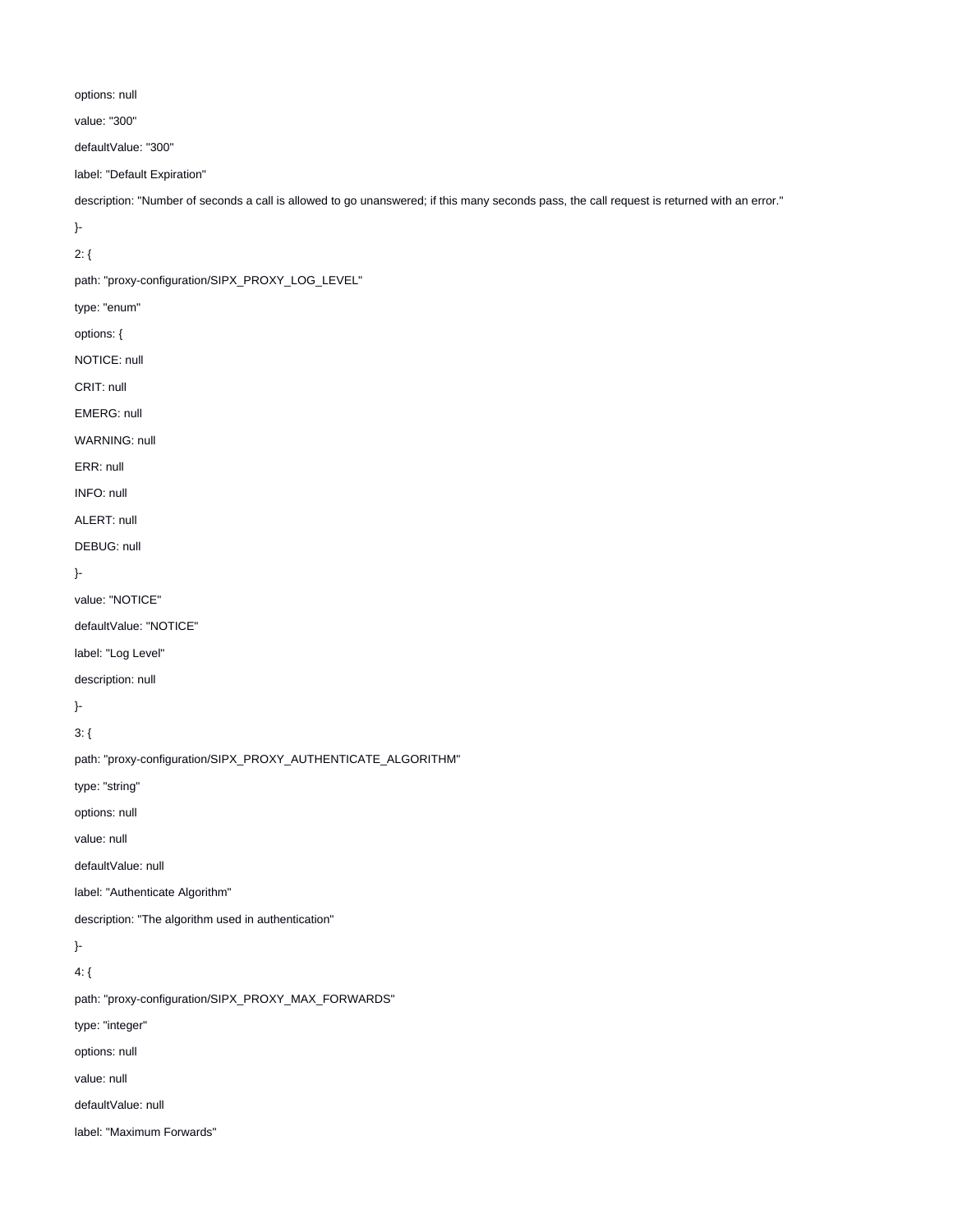options: null

value: "300"

defaultValue: "300"

label: "Default Expiration"

description: "Number of seconds a call is allowed to go unanswered; if this many seconds pass, the call request is returned with an error."

}-

2: {

path: "proxy-configuration/SIPX_PROXY_LOG_LEVEL"

type: "enum"

options: {

NOTICE: null

CRIT: null

EMERG: null

WARNING: null

ERR: null

INFO: null

ALERT: null

DEBUG: null

}-

value: "NOTICE"

defaultValue: "NOTICE"

label: "Log Level"

description: null

}-

3: {

path: "proxy-configuration/SIPX_PROXY_AUTHENTICATE_ALGORITHM"

type: "string"

options: null

value: null

defaultValue: null

label: "Authenticate Algorithm"

description: "The algorithm used in authentication"

}-

4: {

path: "proxy-configuration/SIPX_PROXY_MAX_FORWARDS"

type: "integer"

options: null

value: null

defaultValue: null

label: "Maximum Forwards"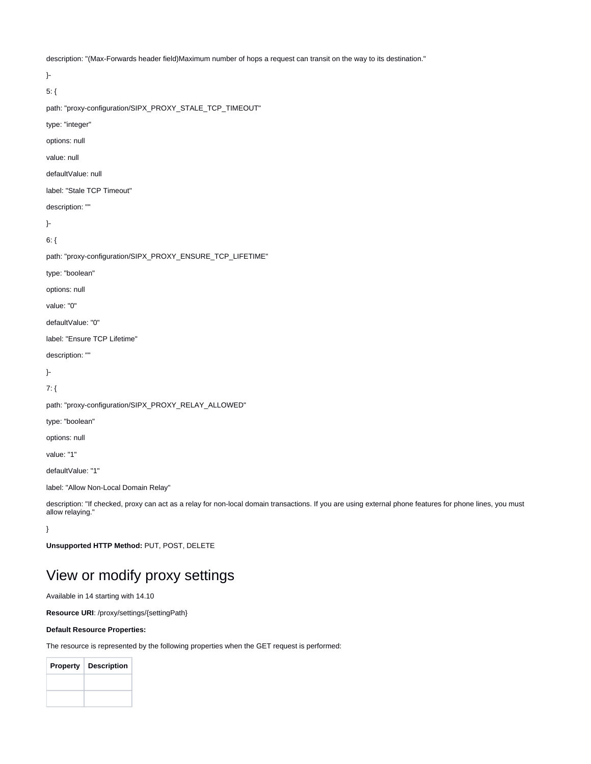description: "(Max-Forwards header field)Maximum number of hops a request can transit on the way to its destination."

}-

5: {

path: "proxy-configuration/SIPX_PROXY_STALE_TCP_TIMEOUT"

type: "integer"

options: null

value: null

defaultValue: null

label: "Stale TCP Timeout"

description: ""

}-

6: {

path: "proxy-configuration/SIPX_PROXY_ENSURE_TCP_LIFETIME"

type: "boolean"

options: null

value: "0"

defaultValue: "0"

label: "Ensure TCP Lifetime"

description: ""

}-

7: {

path: "proxy-configuration/SIPX_PROXY_RELAY_ALLOWED"

type: "boolean"

options: null

value: "1"

defaultValue: "1"

label: "Allow Non-Local Domain Relay"

description: "If checked, proxy can act as a relay for non-local domain transactions. If you are using external phone features for phone lines, you must allow relaying."

}

**Unsupported HTTP Method:** PUT, POST, DELETE

# View or modify proxy settings

Available in 14 starting with 14.10

**Resource URI**: /proxy/settings/{settingPath}

**Default Resource Properties:**

The resource is represented by the following properties when the GET request is performed:

| Property | Description |
|---|---|
| | |
| | |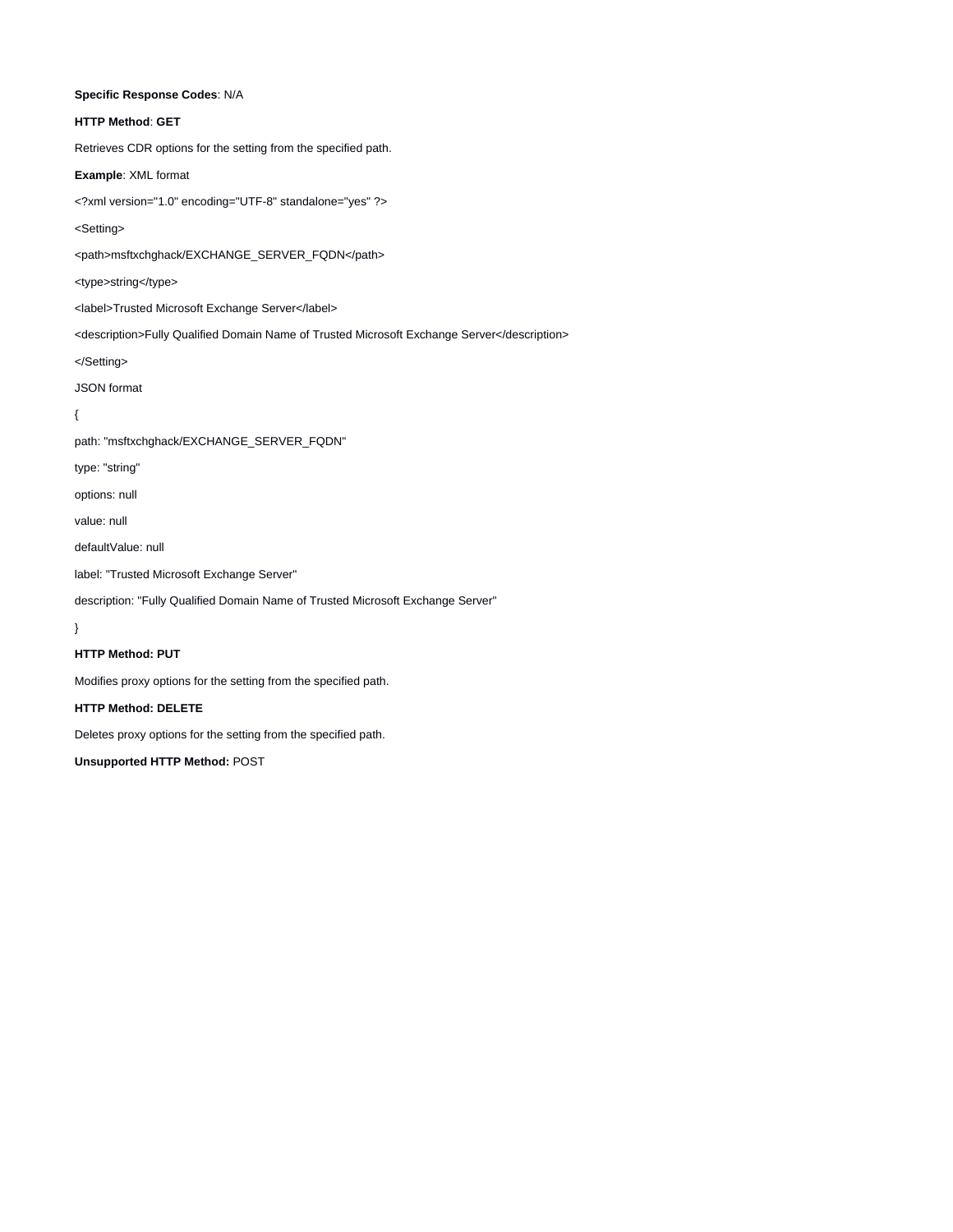**Specific Response Codes**: N/A

**HTTP Method**: **GET**

Retrieves CDR options for the setting from the specified path.

**Example**: XML format

```
<?xml version="1.0" encoding="UTF-8" standalone="yes" ?>

<Setting>

<path>msftxchghack/EXCHANGE_SERVER_FQDN</path>

<type>string</type>

<label>Trusted Microsoft Exchange Server</label>

<description>Fully Qualified Domain Name of Trusted Microsoft Exchange Server</description>

</Setting>
```

JSON format

```
{

path: "msftxchghack/EXCHANGE_SERVER_FQDN"

type: "string"

options: null

value: null

defaultValue: null

label: "Trusted Microsoft Exchange Server"

description: "Fully Qualified Domain Name of Trusted Microsoft Exchange Server"

}
```

**HTTP Method: PUT**

Modifies proxy options for the setting from the specified path.

**HTTP Method: DELETE**

Deletes proxy options for the setting from the specified path.

**Unsupported HTTP Method:** POST